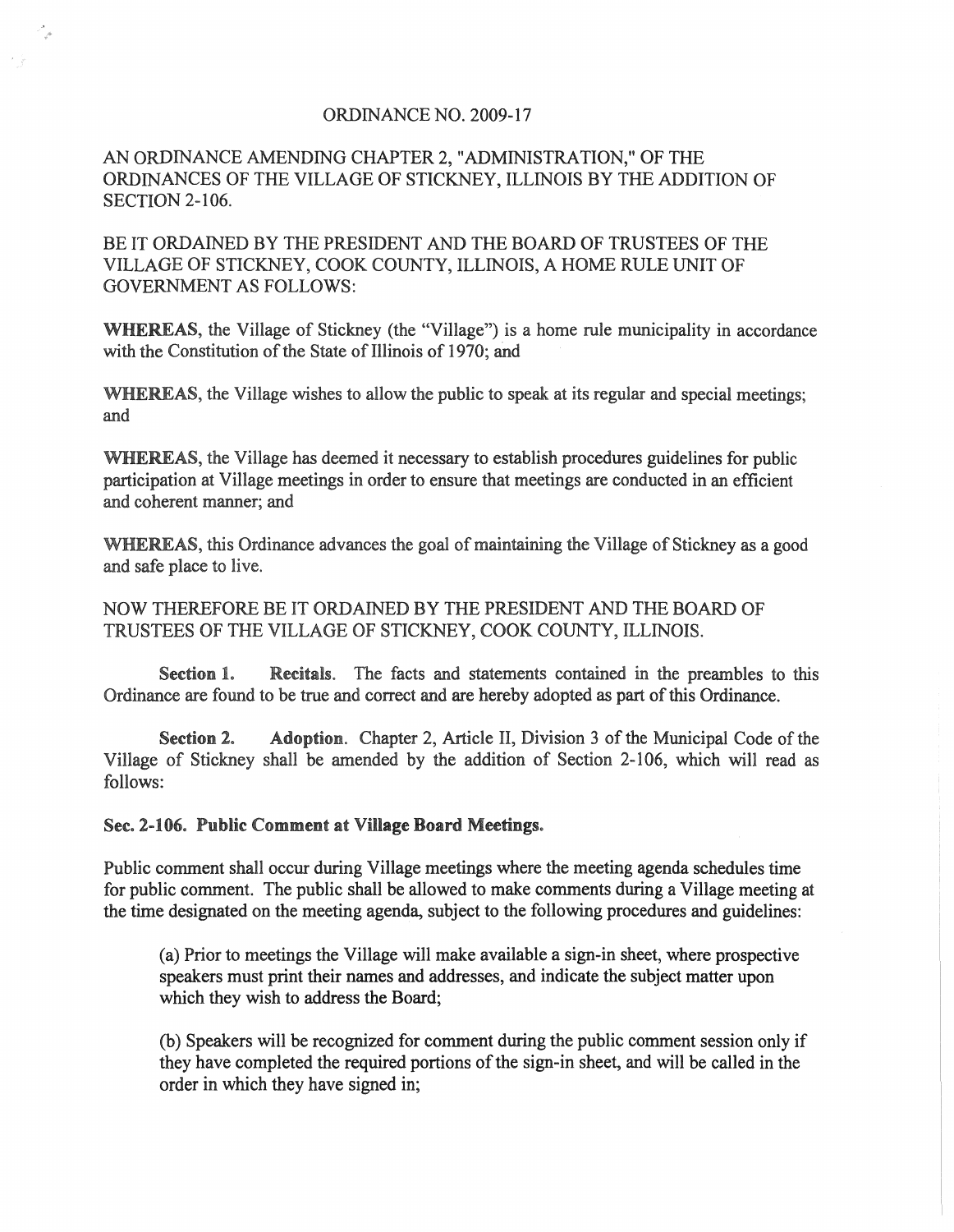# ORDINANCE NO. 2009-17

AN ORDINANCE AMENDING CHAPTER 2, "ADMINISTRATION," OF THE ORDINANCES OF THE VILLAGE OF STICKNEY, ILLINOIS BY THE ADDITION OF SECTION 2-106.

BE IT ORDAINED BY THE PRESIDENT AND THE BOARD OF TRUSTEES OF THE VILLAGE OF STICKNEY, COOK COUNTY, ILLINOIS, A HOME RULE UNIT OF GOVERNMENT AS FOLLOWS:

**WHEREAS**, the Village of Stickney (the "Village") is a home rule municipality in accordance with the Constitution of the State of Illinois of 1970; and

**WHEREAS**, the Village wishes to allow the public to speak at its regular and special meetings; and

**WHEREAS**, the Village has deemed it necessary to establish procedures guidelines for public participation at Village meetings in order to ensure that meetings are conducted in an efficient and coherent manner; and

**WHEREAS**, this Ordinance advances the goal of maintaining the Village of Stickney as a good and safe place to live.

NOW THEREFORE BE IT ORDAINED BY THE PRESIDENT AND THE BOARD OF TRUSTEES OF THE VILLAGE OF STICKNEY, COOK COUNTY, ILLINOIS.

**Section 1. Recitals**. The facts and statements contained in the preambles to this Ordinance are found to be true and correct and are hereby adopted as part of this Ordinance.

**Section 2. Adoption**. Chapter 2, Article II, Division 3 of the Municipal Code of the Village of Stickney shall be amended by the addition of Section 2-106, which will read as follows:

**Sec. 2-106. Public Comment at Village Board Meetings.**

Public comment shall occur during Village meetings where the meeting agenda schedules time for public comment. The public shall be allowed to make comments during a Village meeting at the time designated on the meeting agenda, subject to the following procedures and guidelines:

(a) Prior to meetings the Village will make available a sign-in sheet, where prospective speakers must print their names and addresses, and indicate the subject matter upon which they wish to address the Board;

(b) Speakers will be recognized for comment during the public comment session only if they have completed the required portions of the sign-in sheet, and will be called in the order in which they have signed in;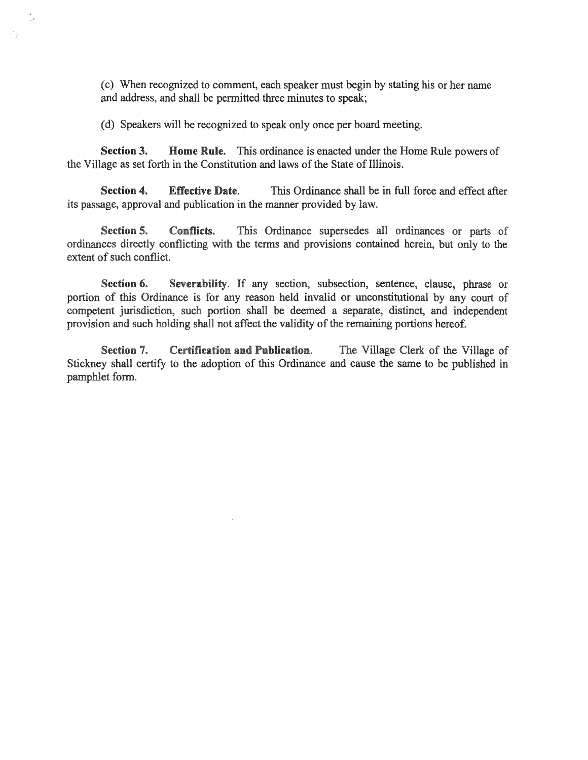(c) When recognized to comment, each speaker must begin by stating his or her name and address, and shall be permitted three minutes to speak;

(d) Speakers will be recognized to speak only once per board meeting.

**Section 3. Home Rule.** This ordinance is enacted under the Home Rule powers of the Village as set forth in the Constitution and laws of the State of Illinois.

**Section 4. Effective Date.** This Ordinance shall be in full force and effect after its passage, approval and publication in the manner provided by law.

**Section 5. Conflicts.** This Ordinance supersedes all ordinances or parts of ordinances directly conflicting with the terms and provisions contained herein, but only to the extent of such conflict.

**Section 6. Severability**. If any section, subsection, sentence, clause, phrase or portion of this Ordinance is for any reason held invalid or unconstitutional by any court of competent jurisdiction, such portion shall be deemed a separate, distinct, and independent provision and such holding shall not affect the validity of the remaining portions hereof.

**Section 7. Certification and Publication**. The Village Clerk of the Village of Stickney shall certify to the adoption of this Ordinance and cause the same to be published in pamphlet form.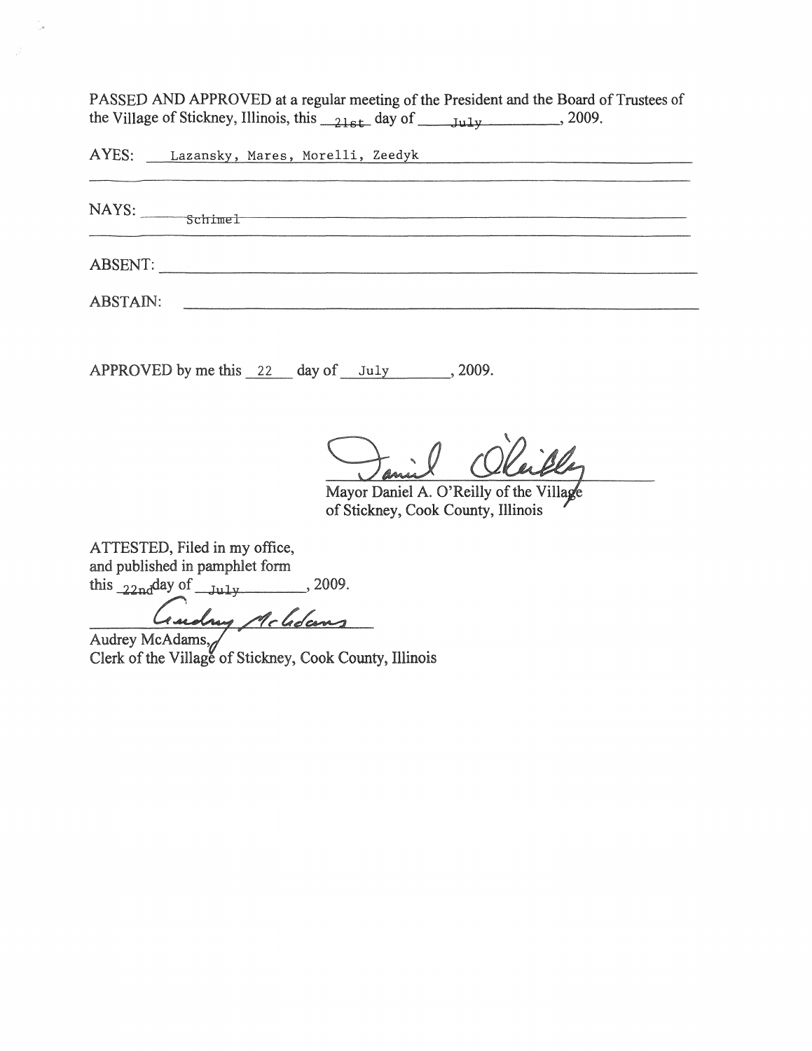PASSED AND APPROVED at a regular meeting of the President and the Board of Trustees of the Village of Stickney, Illinois, this 21st day of July, 2009.

AYES: Lazansky, Mares, Morelli, Zeedyk

NAYS: Schimel

ABSENT: ______________________

ABSTAIN: ______________________

APPROVED by me this 22 day of July, 2009.

Daniel O'Reilly

Mayor Daniel A. O'Reilly of the Village of Stickney, Cook County, Illinois

ATTESTED, Filed in my office, and published in pamphlet form this 22nd day of July, 2009.

Audrey McAdams

Audrey McAdams,
Clerk of the Village of Stickney, Cook County, Illinois